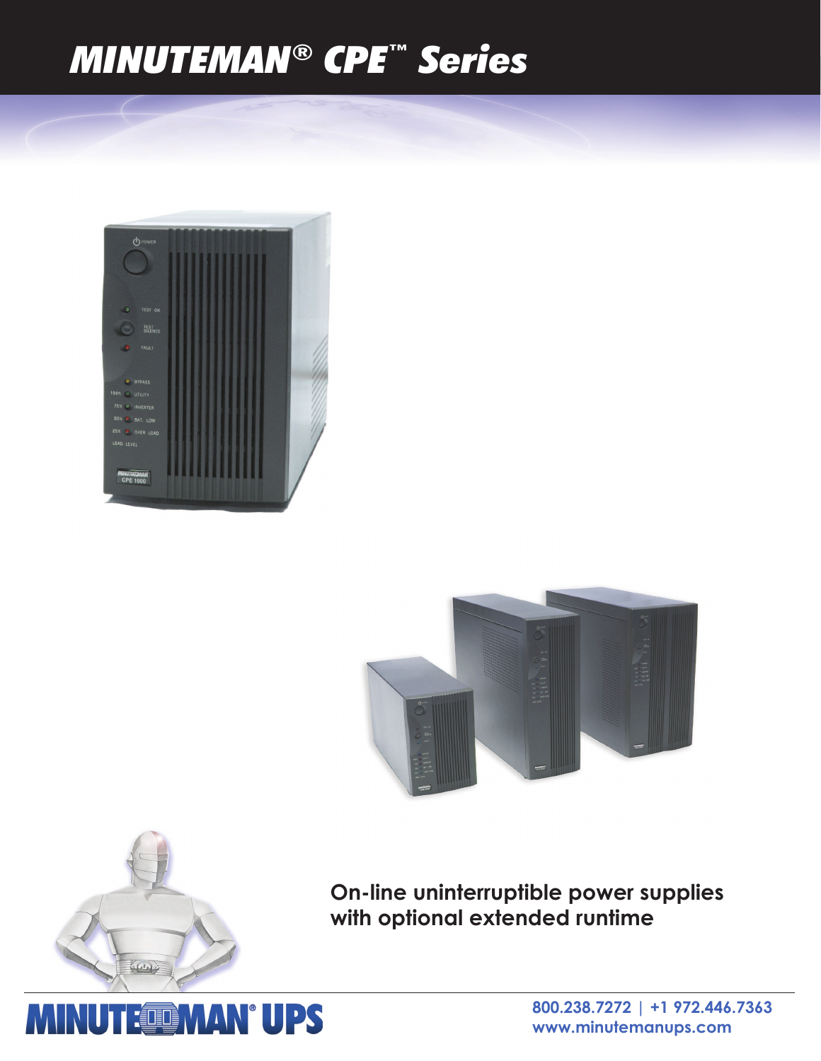# MINUTEMAN® CPE™ Series

**On-line uninterruptible power supplies with optional extended runtime**

MINUTEMAN® UPS

**800.238.7272 | +1 972.446.7363**
**www.minutemanups.com**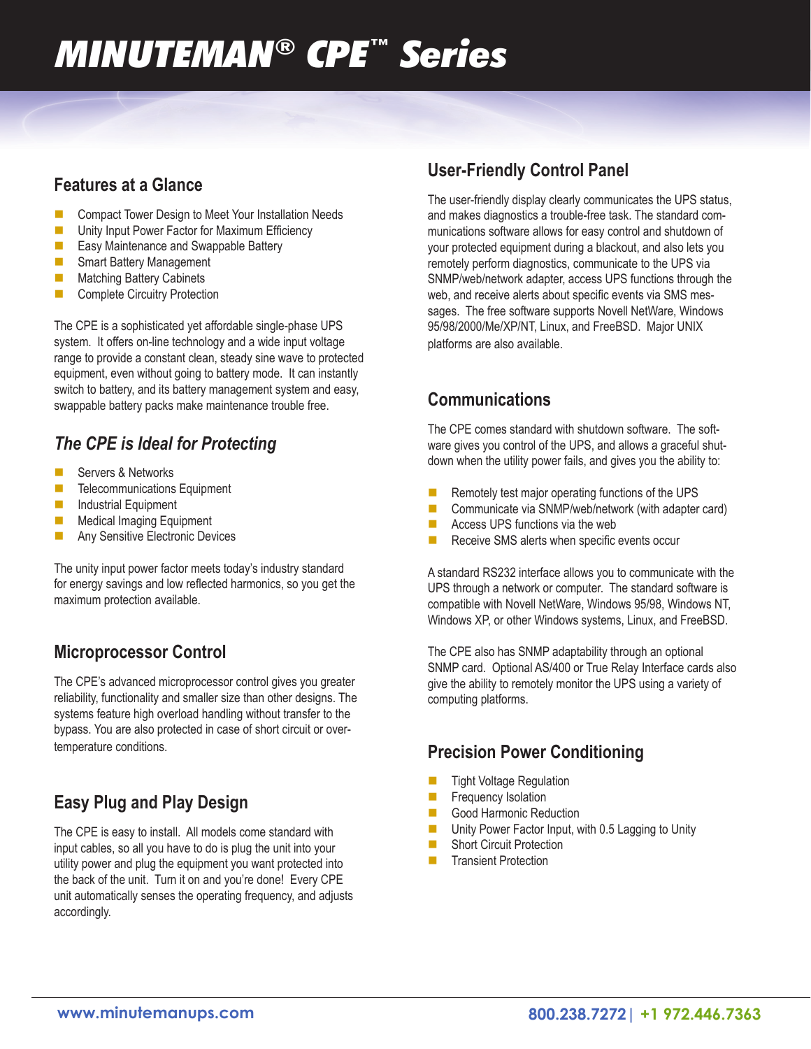# MINUTEMAN® CPE™ Series

## Features at a Glance

- Compact Tower Design to Meet Your Installation Needs
- Unity Input Power Factor for Maximum Efficiency
- Easy Maintenance and Swappable Battery
- Smart Battery Management
- Matching Battery Cabinets
- Complete Circuitry Protection

The CPE is a sophisticated yet affordable single-phase UPS system. It offers on-line technology and a wide input voltage range to provide a constant clean, steady sine wave to protected equipment, even without going to battery mode. It can instantly switch to battery, and its battery management system and easy, swappable battery packs make maintenance trouble free.

## *The CPE is Ideal for Protecting*

- Servers & Networks
- Telecommunications Equipment
- Industrial Equipment
- Medical Imaging Equipment
- Any Sensitive Electronic Devices

The unity input power factor meets today's industry standard for energy savings and low reflected harmonics, so you get the maximum protection available.

## Microprocessor Control

The CPE's advanced microprocessor control gives you greater reliability, functionality and smaller size than other designs. The systems feature high overload handling without transfer to the bypass. You are also protected in case of short circuit or over-temperature conditions.

## Easy Plug and Play Design

The CPE is easy to install. All models come standard with input cables, so all you have to do is plug the unit into your utility power and plug the equipment you want protected into the back of the unit. Turn it on and you're done! Every CPE unit automatically senses the operating frequency, and adjusts accordingly.

## User-Friendly Control Panel

The user-friendly display clearly communicates the UPS status, and makes diagnostics a trouble-free task. The standard communications software allows for easy control and shutdown of your protected equipment during a blackout, and also lets you remotely perform diagnostics, communicate to the UPS via SNMP/web/network adapter, access UPS functions through the web, and receive alerts about specific events via SMS messages. The free software supports Novell NetWare, Windows 95/98/2000/Me/XP/NT, Linux, and FreeBSD. Major UNIX platforms are also available.

## Communications

The CPE comes standard with shutdown software. The software gives you control of the UPS, and allows a graceful shutdown when the utility power fails, and gives you the ability to:

- Remotely test major operating functions of the UPS
- Communicate via SNMP/web/network (with adapter card)
- Access UPS functions via the web
- Receive SMS alerts when specific events occur

A standard RS232 interface allows you to communicate with the UPS through a network or computer. The standard software is compatible with Novell NetWare, Windows 95/98, Windows NT, Windows XP, or other Windows systems, Linux, and FreeBSD.

The CPE also has SNMP adaptability through an optional SNMP card. Optional AS/400 or True Relay Interface cards also give the ability to remotely monitor the UPS using a variety of computing platforms.

## Precision Power Conditioning

- Tight Voltage Regulation
- Frequency Isolation
- Good Harmonic Reduction
- Unity Power Factor Input, with 0.5 Lagging to Unity
- Short Circuit Protection
- Transient Protection

www.minutemanups.com 800.238.7272 | +1 972.446.7363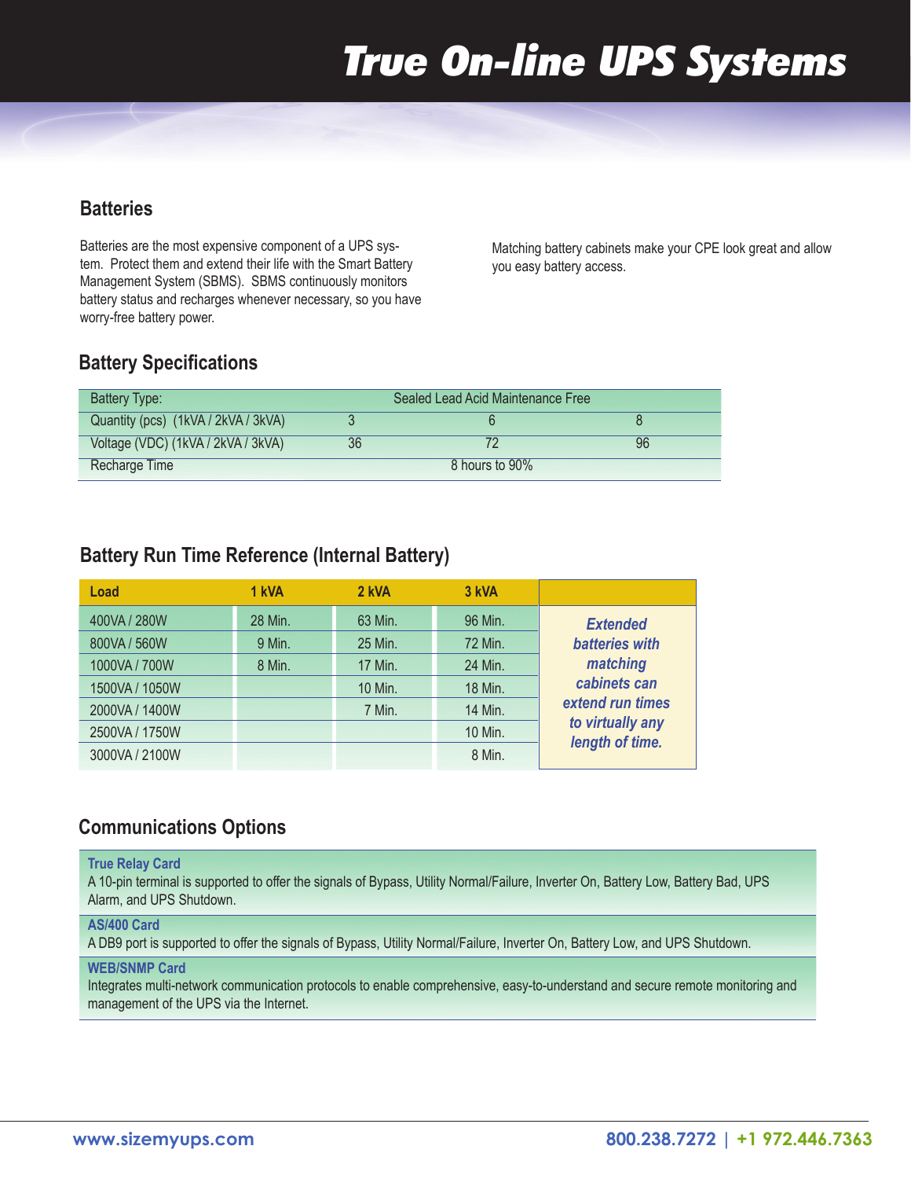# True On-line UPS Systems

## Batteries

Batteries are the most expensive component of a UPS system. Protect them and extend their life with the Smart Battery Management System (SBMS). SBMS continuously monitors battery status and recharges whenever necessary, so you have worry-free battery power.

Matching battery cabinets make your CPE look great and allow you easy battery access.

## Battery Specifications

| | | | |
|---|---|---|---|
| Battery Type: | Sealed Lead Acid Maintenance Free | | |
| Quantity (pcs) (1kVA / 2kVA / 3kVA) | 3 | 6 | 8 |
| Voltage (VDC) (1kVA / 2kVA / 3kVA) | 36 | 72 | 96 |
| Recharge Time | 8 hours to 90% | | |

## Battery Run Time Reference (Internal Battery)

| Load | 1 kVA | 2 kVA | 3 kVA |
|---|---|---|---|
| 400VA / 280W | 28 Min. | 63 Min. | 96 Min. |
| 800VA / 560W | 9 Min. | 25 Min. | 72 Min. |
| 1000VA / 700W | 8 Min. | 17 Min. | 24 Min. |
| 1500VA / 1050W | | 10 Min. | 18 Min. |
| 2000VA / 1400W | | 7 Min. | 14 Min. |
| 2500VA / 1750W | | | 10 Min. |
| 3000VA / 2100W | | | 8 Min. |

***Extended batteries with matching cabinets can extend run times to virtually any length of time.***

## Communications Options

**True Relay Card**
A 10-pin terminal is supported to offer the signals of Bypass, Utility Normal/Failure, Inverter On, Battery Low, Battery Bad, UPS Alarm, and UPS Shutdown.

**AS/400 Card**
A DB9 port is supported to offer the signals of Bypass, Utility Normal/Failure, Inverter On, Battery Low, and UPS Shutdown.

**WEB/SNMP Card**
Integrates multi-network communication protocols to enable comprehensive, easy-to-understand and secure remote monitoring and management of the UPS via the Internet.

www.sizemyups.com 800.238.7272 | +1 972.446.7363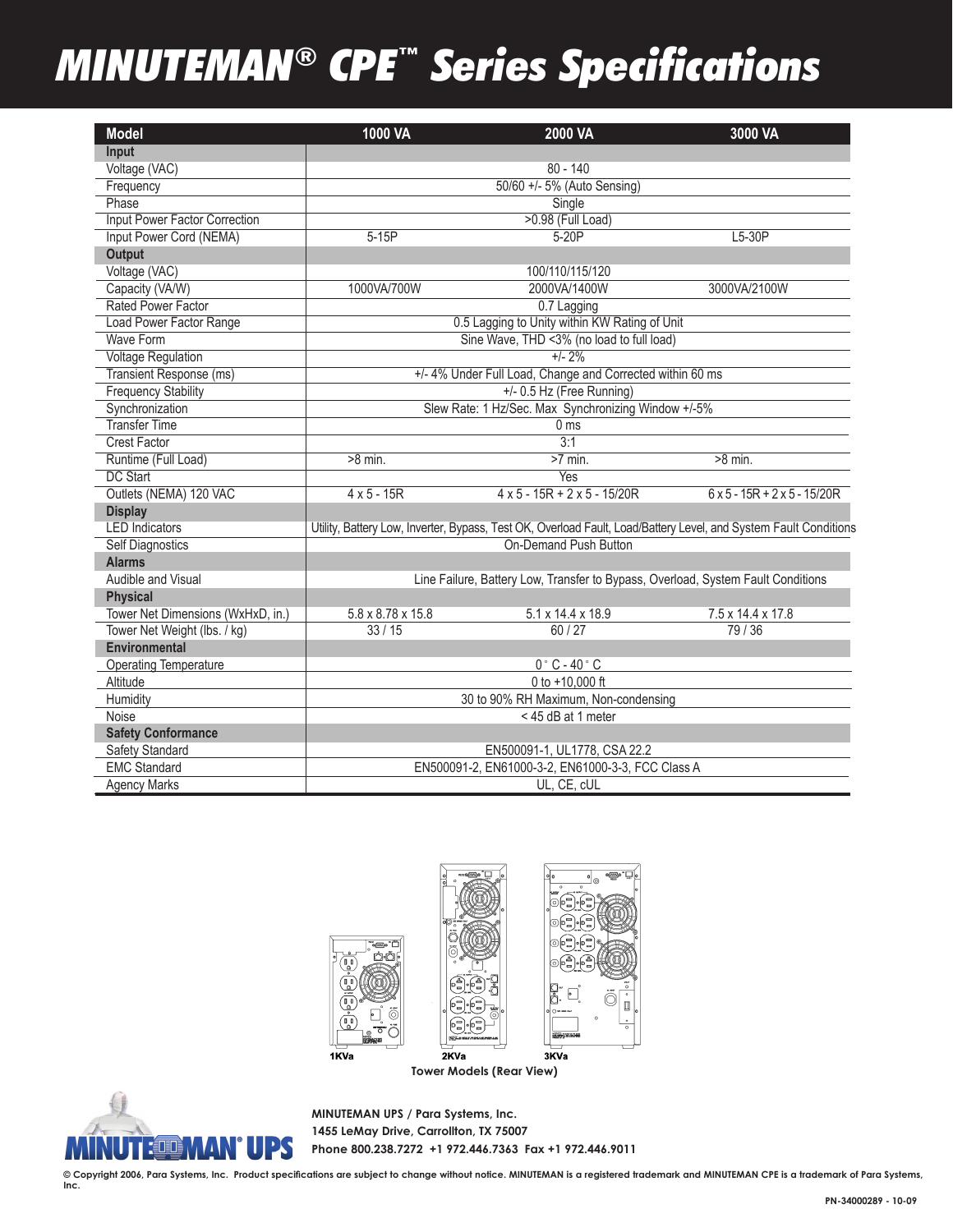# MINUTEMAN® CPE™ Series Specifications

| Model | 1000 VA | 2000 VA | 3000 VA |
|---|---|---|---|
| **Input** | | | |
| Voltage (VAC) | 80 - 140 | | |
| Frequency | 50/60 +/- 5% (Auto Sensing) | | |
| Phase | Single | | |
| Input Power Factor Correction | >0.98 (Full Load) | | |
| Input Power Cord (NEMA) | 5-15P | 5-20P | L5-30P |
| **Output** | | | |
| Voltage (VAC) | 100/110/115/120 | | |
| Capacity (VA/W) | 1000VA/700W | 2000VA/1400W | 3000VA/2100W |
| Rated Power Factor | 0.7 Lagging | | |
| Load Power Factor Range | 0.5 Lagging to Unity within KW Rating of Unit | | |
| Wave Form | Sine Wave, THD <3% (no load to full load) | | |
| Voltage Regulation | +/- 2% | | |
| Transient Response (ms) | +/- 4% Under Full Load, Change and Corrected within 60 ms | | |
| Frequency Stability | +/- 0.5 Hz (Free Running) | | |
| Synchronization | Slew Rate: 1 Hz/Sec. Max Synchronizing Window +/-5% | | |
| Transfer Time | 0 ms | | |
| Crest Factor | 3:1 | | |
| Runtime (Full Load) | >8 min. | >7 min. | >8 min. |
| DC Start | Yes | | |
| Outlets (NEMA) 120 VAC | 4 x 5 - 15R | 4 x 5 - 15R + 2 x 5 - 15/20R | 6 x 5 - 15R + 2 x 5 - 15/20R |
| **Display** | | | |
| LED Indicators | Utility, Battery Low, Inverter, Bypass, Test OK, Overload Fault, Load/Battery Level, and System Fault Conditions | | |
| Self Diagnostics | On-Demand Push Button | | |
| **Alarms** | | | |
| Audible and Visual | Line Failure, Battery Low, Transfer to Bypass, Overload, System Fault Conditions | | |
| **Physical** | | | |
| Tower Net Dimensions (WxHxD, in.) | 5.8 x 8.78 x 15.8 | 5.1 x 14.4 x 18.9 | 7.5 x 14.4 x 17.8 |
| Tower Net Weight (lbs. / kg) | 33 / 15 | 60 / 27 | 79 / 36 |
| **Environmental** | | | |
| Operating Temperature | 0 ° C - 40 ° C | | |
| Altitude | 0 to +10,000 ft | | |
| Humidity | 30 to 90% RH Maximum, Non-condensing | | |
| Noise | < 45 dB at 1 meter | | |
| **Safety Conformance** | | | |
| Safety Standard | EN500091-1, UL1778, CSA 22.2 | | |
| EMC Standard | EN500091-2, EN61000-3-2, EN61000-3-3, FCC Class A | | |
| Agency Marks | UL, CE, cUL | | |

1KVa 2KVa 3KVa

**Tower Models (Rear View)**

**MINUTEMAN UPS / Para Systems, Inc.**
**1455 LeMay Drive, Carrollton, TX 75007**
**Phone 800.238.7272 +1 972.446.7363 Fax +1 972.446.9011**

© Copyright 2006, Para Systems, Inc. Product specifications are subject to change without notice. MINUTEMAN is a registered trademark and MINUTEMAN CPE is a trademark of Para Systems, Inc.

PN-34000289 - 10-09